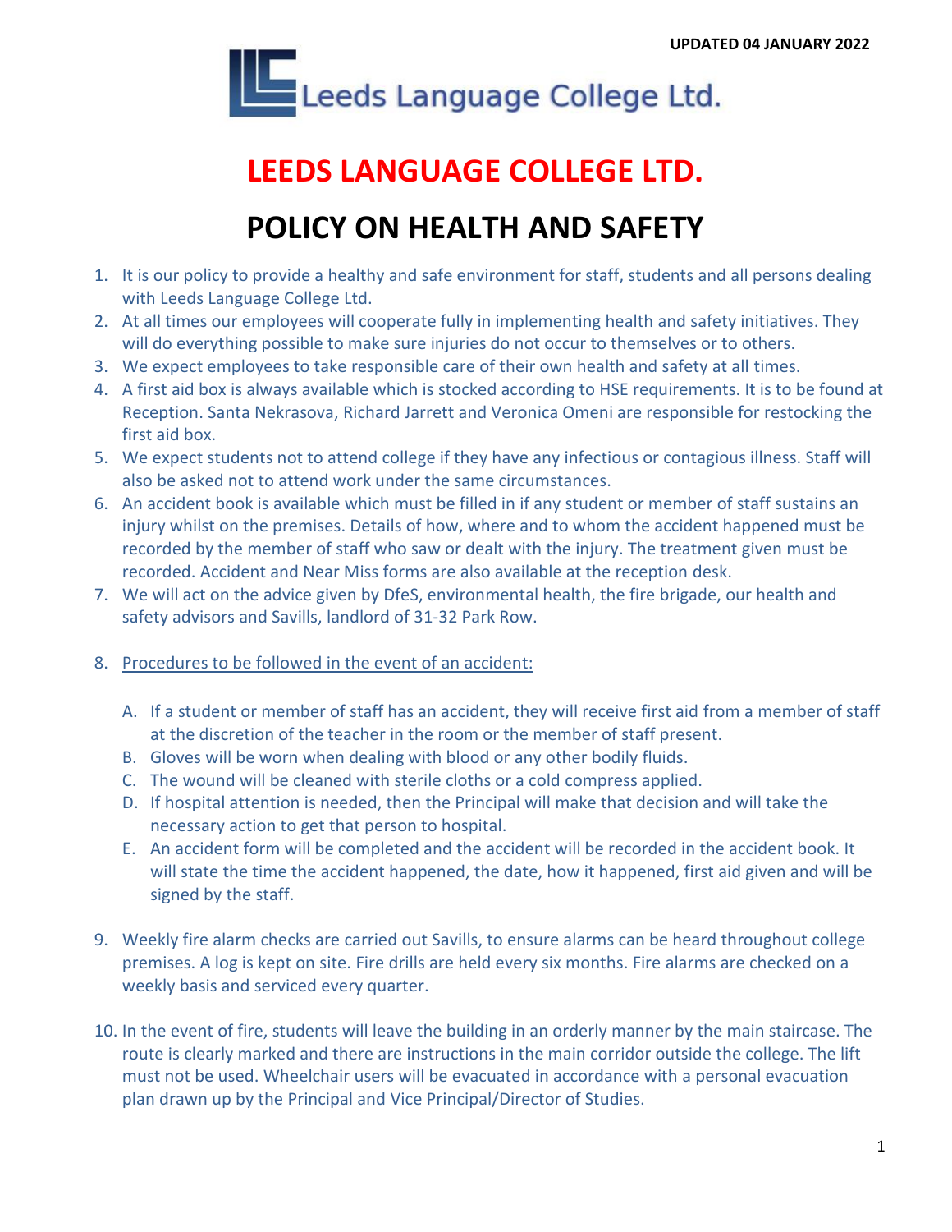UPDATED 04 JANUARY 2022

Leeds Language College Ltd.

# LEEDS LANGUAGE COLLEGE LTD.

# POLICY ON HEALTH AND SAFETY

1. It is our policy to provide a healthy and safe environment for staff, students and all persons dealing with Leeds Language College Ltd.
2. At all times our employees will cooperate fully in implementing health and safety initiatives. They will do everything possible to make sure injuries do not occur to themselves or to others.
3. We expect employees to take responsible care of their own health and safety at all times.
4. A first aid box is always available which is stocked according to HSE requirements. It is to be found at Reception. Santa Nekrasova, Richard Jarrett and Veronica Omeni are responsible for restocking the first aid box.
5. We expect students not to attend college if they have any infectious or contagious illness. Staff will also be asked not to attend work under the same circumstances.
6. An accident book is available which must be filled in if any student or member of staff sustains an injury whilst on the premises. Details of how, where and to whom the accident happened must be recorded by the member of staff who saw or dealt with the injury. The treatment given must be recorded. Accident and Near Miss forms are also available at the reception desk.
7. We will act on the advice given by DfeS, environmental health, the fire brigade, our health and safety advisors and Savills, landlord of 31-32 Park Row.
8. Procedures to be followed in the event of an accident:

   A. If a student or member of staff has an accident, they will receive first aid from a member of staff at the discretion of the teacher in the room or the member of staff present.
   B. Gloves will be worn when dealing with blood or any other bodily fluids.
   C. The wound will be cleaned with sterile cloths or a cold compress applied.
   D. If hospital attention is needed, then the Principal will make that decision and will take the necessary action to get that person to hospital.
   E. An accident form will be completed and the accident will be recorded in the accident book. It will state the time the accident happened, the date, how it happened, first aid given and will be signed by the staff.

9. Weekly fire alarm checks are carried out Savills, to ensure alarms can be heard throughout college premises. A log is kept on site. Fire drills are held every six months. Fire alarms are checked on a weekly basis and serviced every quarter.
10. In the event of fire, students will leave the building in an orderly manner by the main staircase. The route is clearly marked and there are instructions in the main corridor outside the college. The lift must not be used. Wheelchair users will be evacuated in accordance with a personal evacuation plan drawn up by the Principal and Vice Principal/Director of Studies.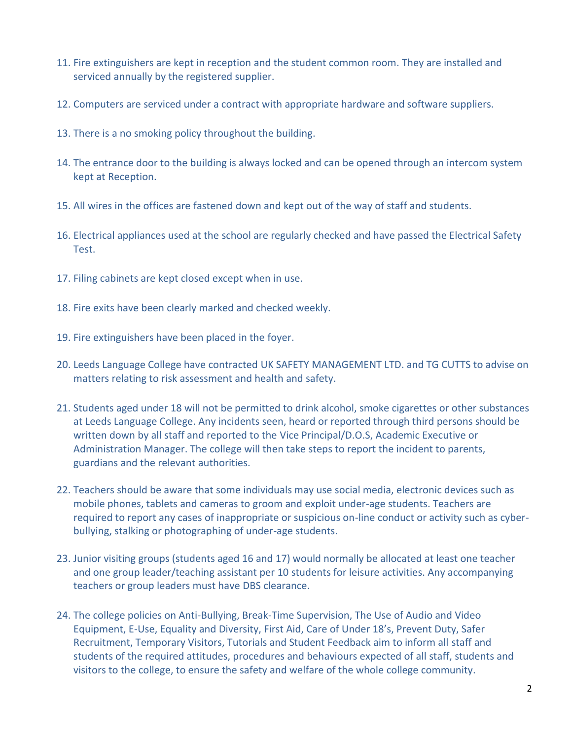11. Fire extinguishers are kept in reception and the student common room. They are installed and serviced annually by the registered supplier.

12. Computers are serviced under a contract with appropriate hardware and software suppliers.

13. There is a no smoking policy throughout the building.

14. The entrance door to the building is always locked and can be opened through an intercom system kept at Reception.

15. All wires in the offices are fastened down and kept out of the way of staff and students.

16. Electrical appliances used at the school are regularly checked and have passed the Electrical Safety Test.

17. Filing cabinets are kept closed except when in use.

18. Fire exits have been clearly marked and checked weekly.

19. Fire extinguishers have been placed in the foyer.

20. Leeds Language College have contracted UK SAFETY MANAGEMENT LTD. and TG CUTTS to advise on matters relating to risk assessment and health and safety.

21. Students aged under 18 will not be permitted to drink alcohol, smoke cigarettes or other substances at Leeds Language College. Any incidents seen, heard or reported through third persons should be written down by all staff and reported to the Vice Principal/D.O.S, Academic Executive or Administration Manager. The college will then take steps to report the incident to parents, guardians and the relevant authorities.

22. Teachers should be aware that some individuals may use social media, electronic devices such as mobile phones, tablets and cameras to groom and exploit under-age students. Teachers are required to report any cases of inappropriate or suspicious on-line conduct or activity such as cyber-bullying, stalking or photographing of under-age students.

23. Junior visiting groups (students aged 16 and 17) would normally be allocated at least one teacher and one group leader/teaching assistant per 10 students for leisure activities. Any accompanying teachers or group leaders must have DBS clearance.

24. The college policies on Anti-Bullying, Break-Time Supervision, The Use of Audio and Video Equipment, E-Use, Equality and Diversity, First Aid, Care of Under 18's, Prevent Duty, Safer Recruitment, Temporary Visitors, Tutorials and Student Feedback aim to inform all staff and students of the required attitudes, procedures and behaviours expected of all staff, students and visitors to the college, to ensure the safety and welfare of the whole college community.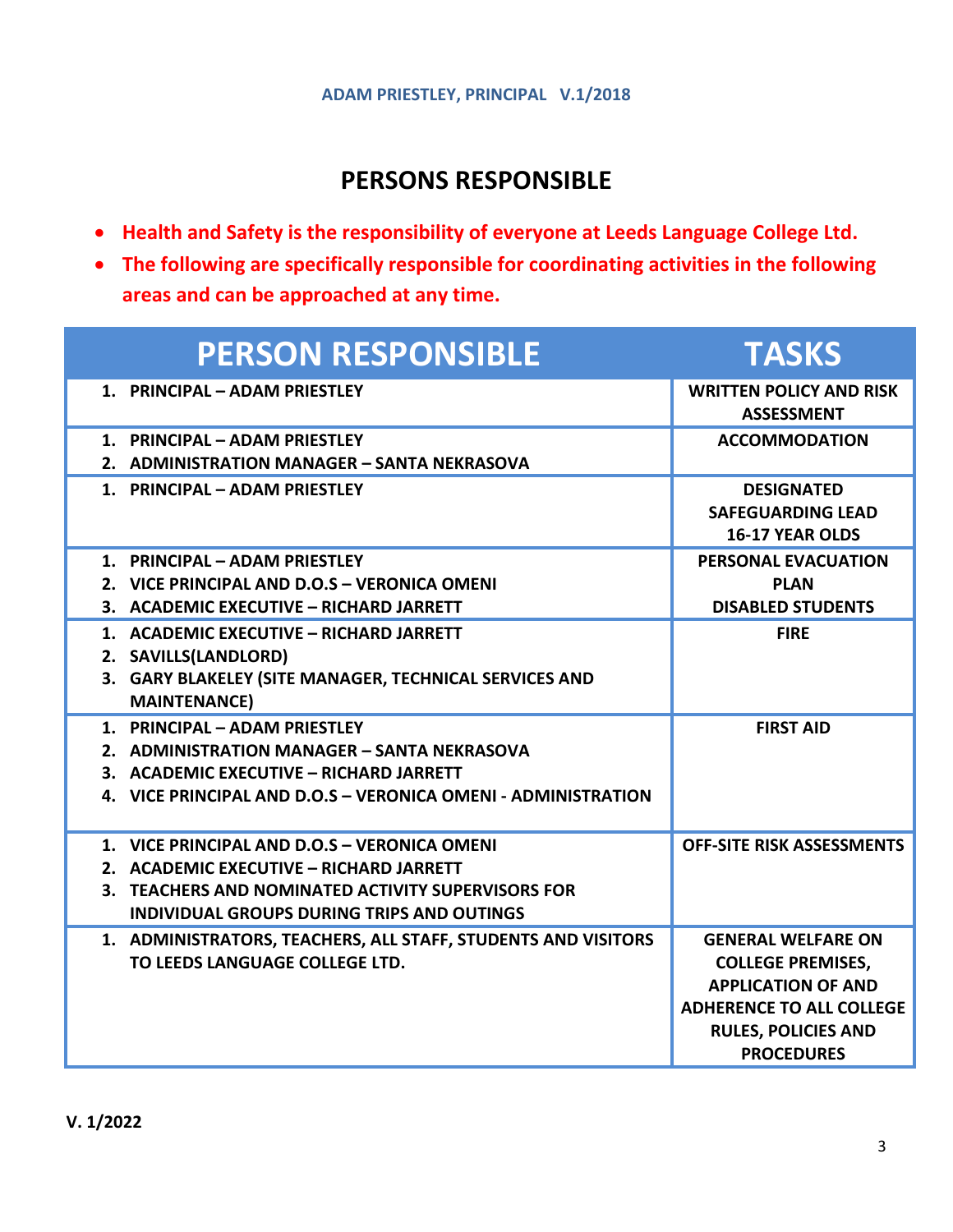## PERSONS RESPONSIBLE

- **Health and Safety is the responsibility of everyone at Leeds Language College Ltd.**
- **The following are specifically responsible for coordinating activities in the following areas and can be approached at any time.**

| PERSON RESPONSIBLE | TASKS |
|---|---|
| 1. PRINCIPAL – ADAM PRIESTLEY | WRITTEN POLICY AND RISK ASSESSMENT |
| 1. PRINCIPAL – ADAM PRIESTLEY<br>2. ADMINISTRATION MANAGER – SANTA NEKRASOVA | ACCOMMODATION |
| 1. PRINCIPAL – ADAM PRIESTLEY | DESIGNATED SAFEGUARDING LEAD 16-17 YEAR OLDS |
| 1. PRINCIPAL – ADAM PRIESTLEY<br>2. VICE PRINCIPAL AND D.O.S – VERONICA OMENI<br>3. ACADEMIC EXECUTIVE – RICHARD JARRETT | PERSONAL EVACUATION PLAN<br>DISABLED STUDENTS |
| 1. ACADEMIC EXECUTIVE – RICHARD JARRETT<br>2. SAVILLS(LANDLORD)<br>3. GARY BLAKELEY (SITE MANAGER, TECHNICAL SERVICES AND MAINTENANCE) | FIRE |
| 1. PRINCIPAL – ADAM PRIESTLEY<br>2. ADMINISTRATION MANAGER – SANTA NEKRASOVA<br>3. ACADEMIC EXECUTIVE – RICHARD JARRETT<br>4. VICE PRINCIPAL AND D.O.S – VERONICA OMENI - ADMINISTRATION | FIRST AID |
| 1. VICE PRINCIPAL AND D.O.S – VERONICA OMENI<br>2. ACADEMIC EXECUTIVE – RICHARD JARRETT<br>3. TEACHERS AND NOMINATED ACTIVITY SUPERVISORS FOR INDIVIDUAL GROUPS DURING TRIPS AND OUTINGS | OFF-SITE RISK ASSESSMENTS |
| 1. ADMINISTRATORS, TEACHERS, ALL STAFF, STUDENTS AND VISITORS TO LEEDS LANGUAGE COLLEGE LTD. | GENERAL WELFARE ON COLLEGE PREMISES, APPLICATION OF AND ADHERENCE TO ALL COLLEGE RULES, POLICIES AND PROCEDURES |